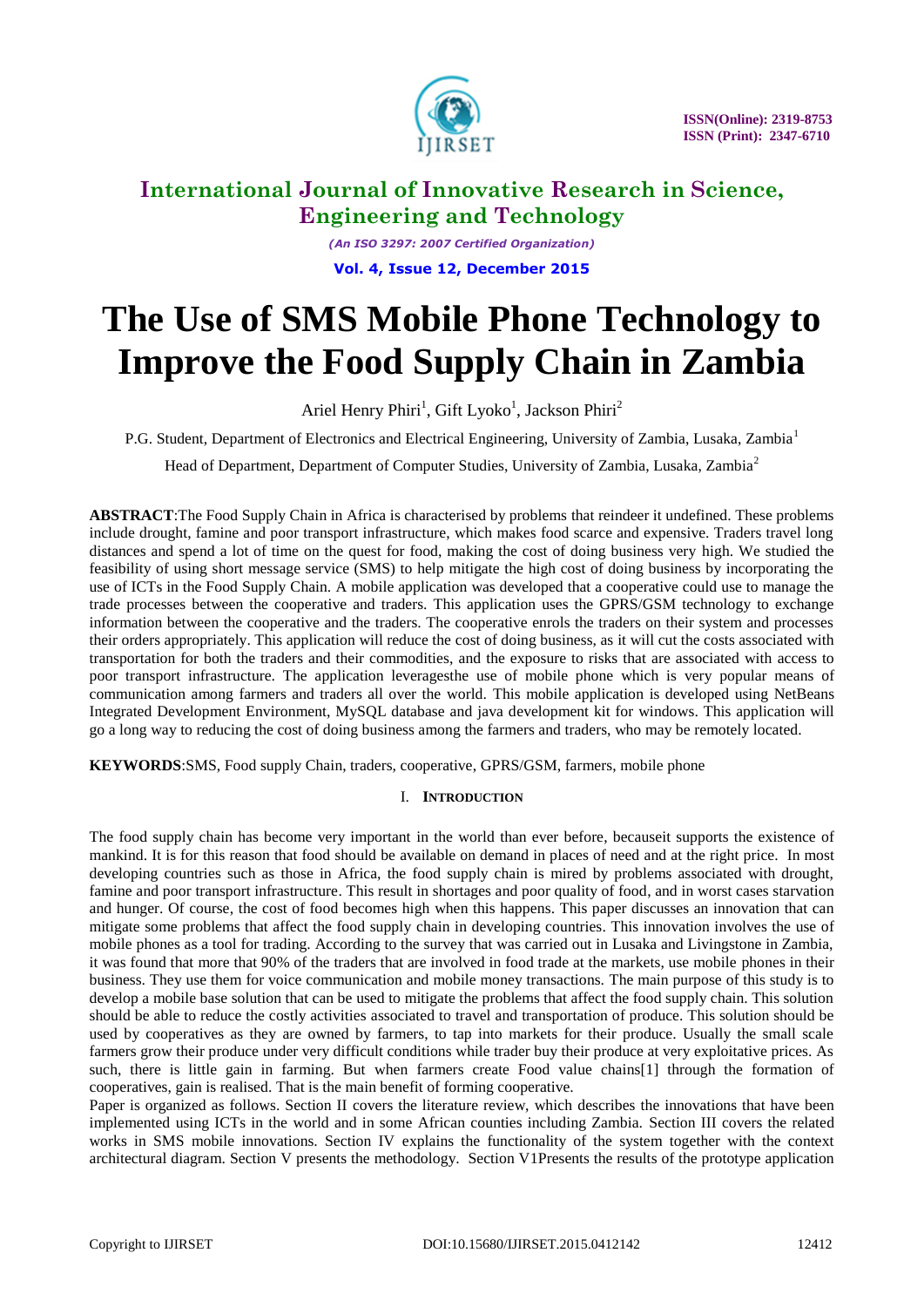# The Use of SMS Mobile Phone Technology to Improve the Food Supply Chain in Zambia

Ariel Henry Phiri[1], Gift Lyoko[1], Jackson Phiri[2]

P.G. Student, Department of Electronics and Electrical Engineering, University of Zambia, Lusaka, Zambia[1]

Head of Department, Department of Computer Studies, University of Zambia, Lusaka, Zambia[2]

**ABSTRACT**:The Food Supply Chain in Africa is characterised by problems that reindeer it undefined. These problems include drought, famine and poor transport infrastructure, which makes food scarce and expensive. Traders travel long distances and spend a lot of time on the quest for food, making the cost of doing business very high. We studied the feasibility of using short message service (SMS) to help mitigate the high cost of doing business by incorporating the use of ICTs in the Food Supply Chain. A mobile application was developed that a cooperative could use to manage the trade processes between the cooperative and traders. This application uses the GPRS/GSM technology to exchange information between the cooperative and the traders. The cooperative enrols the traders on their system and processes their orders appropriately. This application will reduce the cost of doing business, as it will cut the costs associated with transportation for both the traders and their commodities, and the exposure to risks that are associated with access to poor transport infrastructure. The application leveragesthe use of mobile phone which is very popular means of communication among farmers and traders all over the world. This mobile application is developed using NetBeans Integrated Development Environment, MySQL database and java development kit for windows. This application will go a long way to reducing the cost of doing business among the farmers and traders, who may be remotely located.

**KEYWORDS**:SMS, Food supply Chain, traders, cooperative, GPRS/GSM, farmers, mobile phone

## I. INTRODUCTION

The food supply chain has become very important in the world than ever before, becauseit supports the existence of mankind. It is for this reason that food should be available on demand in places of need and at the right price. In most developing countries such as those in Africa, the food supply chain is mired by problems associated with drought, famine and poor transport infrastructure. This result in shortages and poor quality of food, and in worst cases starvation and hunger. Of course, the cost of food becomes high when this happens. This paper discusses an innovation that can mitigate some problems that affect the food supply chain in developing countries. This innovation involves the use of mobile phones as a tool for trading. According to the survey that was carried out in Lusaka and Livingstone in Zambia, it was found that more that 90% of the traders that are involved in food trade at the markets, use mobile phones in their business. They use them for voice communication and mobile money transactions. The main purpose of this study is to develop a mobile base solution that can be used to mitigate the problems that affect the food supply chain. This solution should be able to reduce the costly activities associated to travel and transportation of produce. This solution should be used by cooperatives as they are owned by farmers, to tap into markets for their produce. Usually the small scale farmers grow their produce under very difficult conditions while trader buy their produce at very exploitative prices. As such, there is little gain in farming. But when farmers create Food value chains[1] through the formation of cooperatives, gain is realised. That is the main benefit of forming cooperative.

Paper is organized as follows. Section II covers the literature review, which describes the innovations that have been implemented using ICTs in the world and in some African counties including Zambia. Section III covers the related works in SMS mobile innovations. Section IV explains the functionality of the system together with the context architectural diagram. Section V presents the methodology. Section V1Presents the results of the prototype application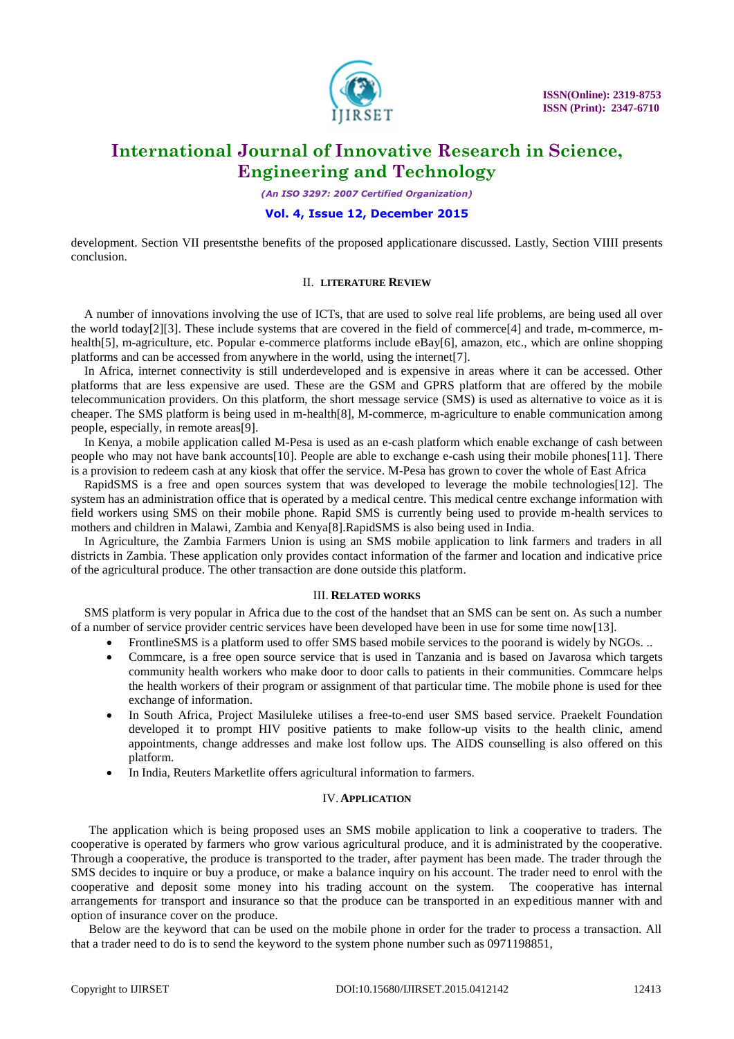development. Section VII presentsthe benefits of the proposed applicationare discussed. Lastly, Section VIIII presents conclusion.

## II. Literature Review

A number of innovations involving the use of ICTs, that are used to solve real life problems, are being used all over the world today[2][3]. These include systems that are covered in the field of commerce[4] and trade, m-commerce, m-health[5], m-agriculture, etc. Popular e-commerce platforms include eBay[6], amazon, etc., which are online shopping platforms and can be accessed from anywhere in the world, using the internet[7].

In Africa, internet connectivity is still underdeveloped and is expensive in areas where it can be accessed. Other platforms that are less expensive are used. These are the GSM and GPRS platform that are offered by the mobile telecommunication providers. On this platform, the short message service (SMS) is used as alternative to voice as it is cheaper. The SMS platform is being used in m-health[8], M-commerce, m-agriculture to enable communication among people, especially, in remote areas[9].

In Kenya, a mobile application called M-Pesa is used as an e-cash platform which enable exchange of cash between people who may not have bank accounts[10]. People are able to exchange e-cash using their mobile phones[11]. There is a provision to redeem cash at any kiosk that offer the service. M-Pesa has grown to cover the whole of East Africa

RapidSMS is a free and open sources system that was developed to leverage the mobile technologies[12]. The system has an administration office that is operated by a medical centre. This medical centre exchange information with field workers using SMS on their mobile phone. Rapid SMS is currently being used to provide m-health services to mothers and children in Malawi, Zambia and Kenya[8].RapidSMS is also being used in India.

In Agriculture, the Zambia Farmers Union is using an SMS mobile application to link farmers and traders in all districts in Zambia. These application only provides contact information of the farmer and location and indicative price of the agricultural produce. The other transaction are done outside this platform.

## III. Related works

SMS platform is very popular in Africa due to the cost of the handset that an SMS can be sent on. As such a number of a number of service provider centric services have been developed have been in use for some time now[13].

- FrontlineSMS is a platform used to offer SMS based mobile services to the poorand is widely by NGOs. ..
- Commcare, is a free open source service that is used in Tanzania and is based on Javarosa which targets community health workers who make door to door calls to patients in their communities. Commcare helps the health workers of their program or assignment of that particular time. The mobile phone is used for thee exchange of information.
- In South Africa, Project Masiluleke utilises a free-to-end user SMS based service. Praekelt Foundation developed it to prompt HIV positive patients to make follow-up visits to the health clinic, amend appointments, change addresses and make lost follow ups. The AIDS counselling is also offered on this platform.
- In India, Reuters Marketlite offers agricultural information to farmers.

## IV. Application

The application which is being proposed uses an SMS mobile application to link a cooperative to traders. The cooperative is operated by farmers who grow various agricultural produce, and it is administrated by the cooperative. Through a cooperative, the produce is transported to the trader, after payment has been made. The trader through the SMS decides to inquire or buy a produce, or make a balance inquiry on his account. The trader need to enrol with the cooperative and deposit some money into his trading account on the system. The cooperative has internal arrangements for transport and insurance so that the produce can be transported in an expeditious manner with and option of insurance cover on the produce.

Below are the keyword that can be used on the mobile phone in order for the trader to process a transaction. All that a trader need to do is to send the keyword to the system phone number such as 0971198851,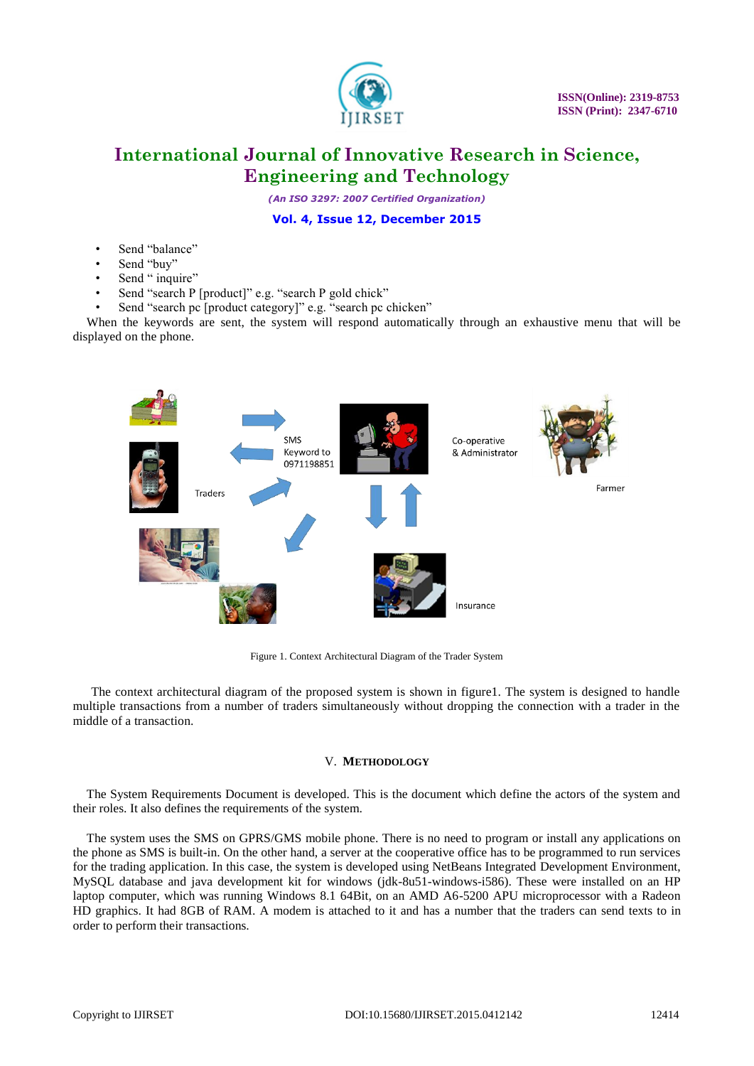- Send "balance"
- Send "buy"
- Send " inquire"
- Send "search P [product]" e.g. "search P gold chick"
- Send "search pc [product category]" e.g. "search pc chicken"

When the keywords are sent, the system will respond automatically through an exhaustive menu that will be displayed on the phone.

SMS Keyword to 0971198851

Co-operative & Administrator

Farmer

Traders

Insurance

Figure 1. Context Architectural Diagram of the Trader System

The context architectural diagram of the proposed system is shown in figure1. The system is designed to handle multiple transactions from a number of traders simultaneously without dropping the connection with a trader in the middle of a transaction.

## V. Methodology

The System Requirements Document is developed. This is the document which define the actors of the system and their roles. It also defines the requirements of the system.

The system uses the SMS on GPRS/GMS mobile phone. There is no need to program or install any applications on the phone as SMS is built-in. On the other hand, a server at the cooperative office has to be programmed to run services for the trading application. In this case, the system is developed using NetBeans Integrated Development Environment, MySQL database and java development kit for windows (jdk-8u51-windows-i586). These were installed on an HP laptop computer, which was running Windows 8.1 64Bit, on an AMD A6-5200 APU microprocessor with a Radeon HD graphics. It had 8GB of RAM. A modem is attached to it and has a number that the traders can send texts to in order to perform their transactions.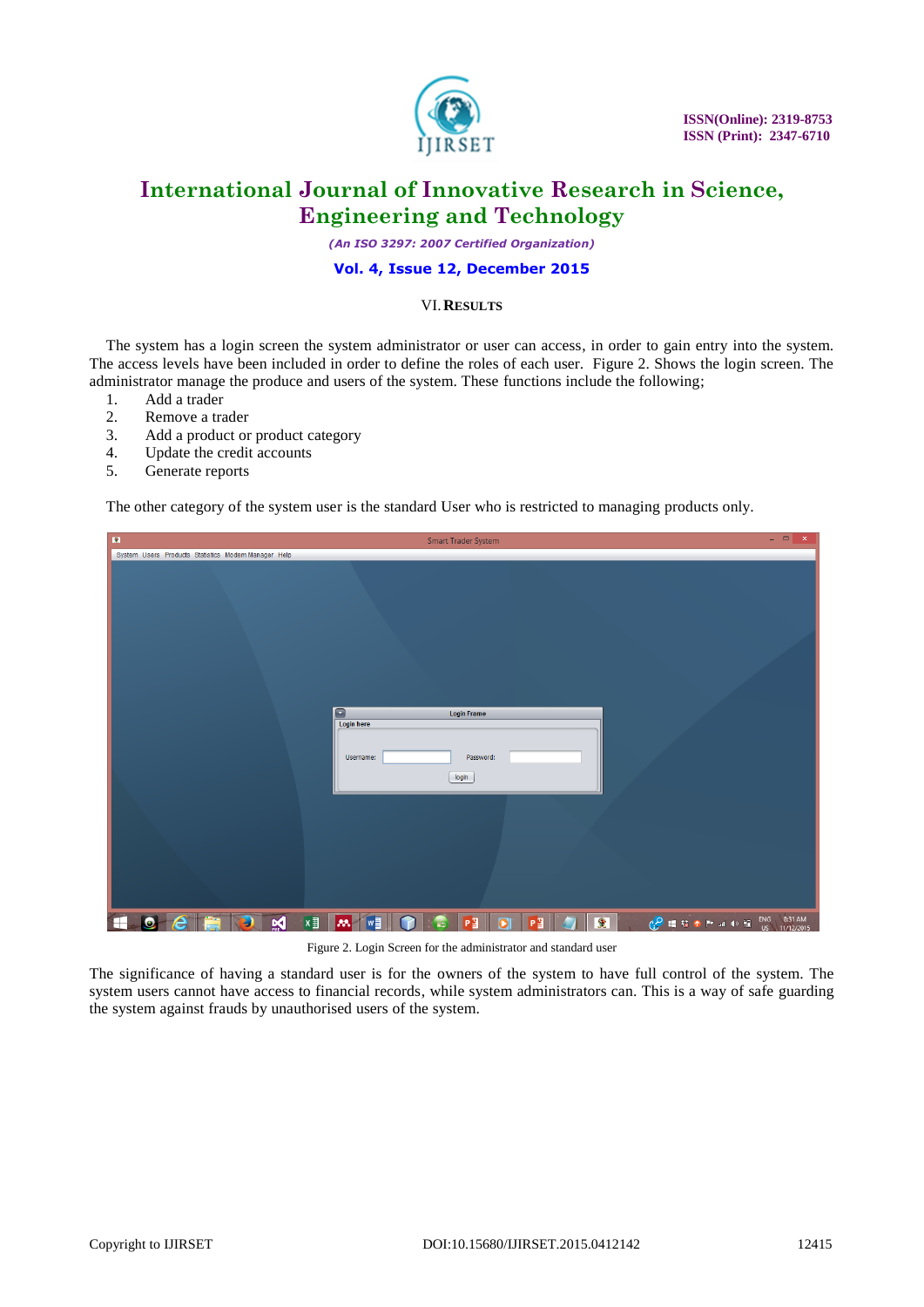## VI. RESULTS

The system has a login screen the system administrator or user can access, in order to gain entry into the system. The access levels have been included in order to define the roles of each user. Figure 2. Shows the login screen. The administrator manage the produce and users of the system. These functions include the following;

1. Add a trader
2. Remove a trader
3. Add a product or product category
4. Update the credit accounts
5. Generate reports

The other category of the system user is the standard User who is restricted to managing products only.

Figure 2. Login Screen for the administrator and standard user

The significance of having a standard user is for the owners of the system to have full control of the system. The system users cannot have access to financial records, while system administrators can. This is a way of safe guarding the system against frauds by unauthorised users of the system.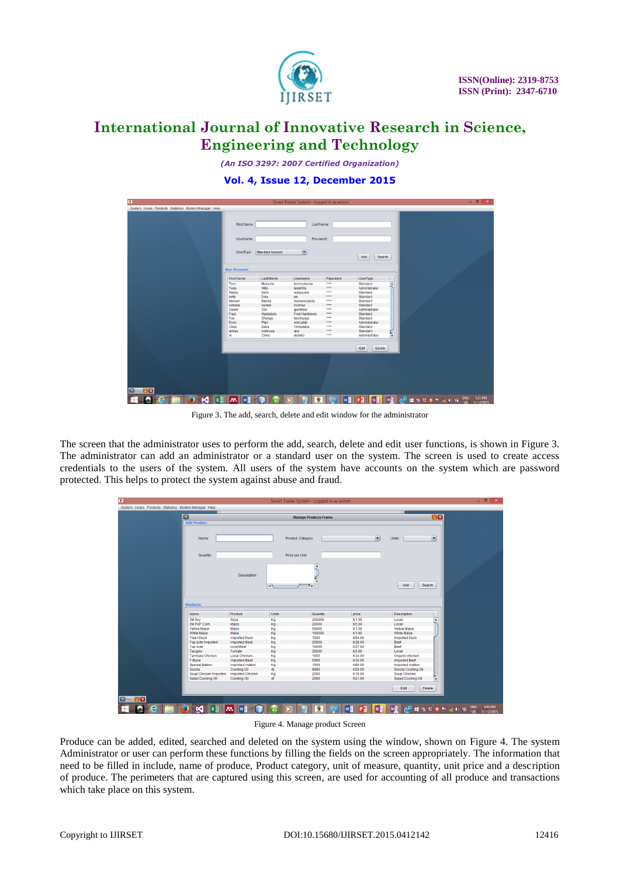Figure 3. The add, search, delete and edit window for the administrator

The screen that the administrator uses to perform the add, search, delete and edit user functions, is shown in Figure 3. The administrator can add an administrator or a standard user on the system. The screen is used to create access credentials to the users of the system. All users of the system have accounts on the system which are password protected. This helps to protect the system against abuse and fraud.

Figure 4. Manage product Screen

Produce can be added, edited, searched and deleted on the system using the window, shown on Figure 4. The system Administrator or user can perform these functions by filling the fields on the screen appropriately. The information that need to be filled in include, name of produce, Product category, unit of measure, quantity, unit price and a description of produce. The perimeters that are captured using this screen, are used for accounting of all produce and transactions which take place on this system.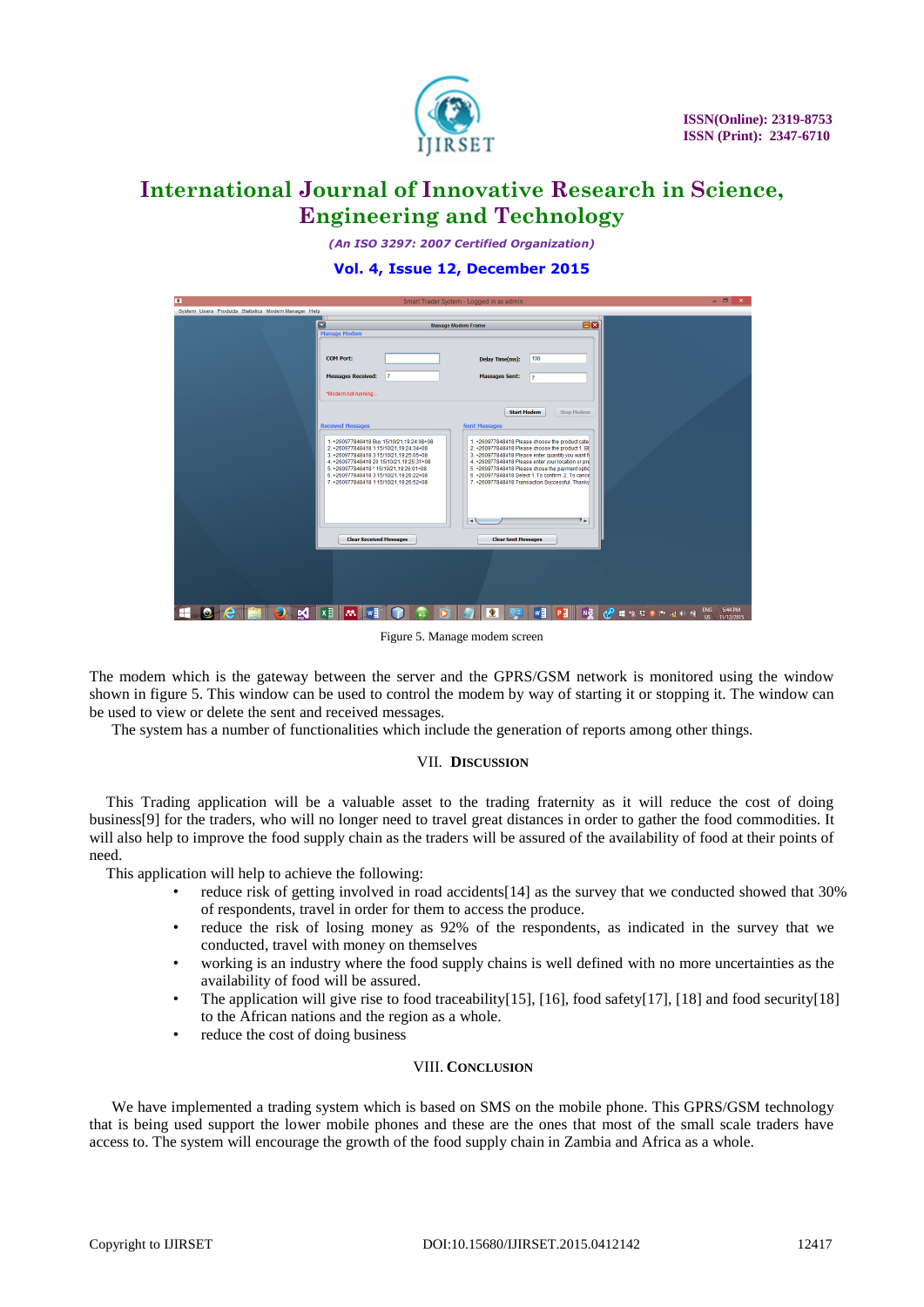Figure 5. Manage modem screen

The modem which is the gateway between the server and the GPRS/GSM network is monitored using the window shown in figure 5. This window can be used to control the modem by way of starting it or stopping it. The window can be used to view or delete the sent and received messages.

The system has a number of functionalities which include the generation of reports among other things.

## VII. Discussion

This Trading application will be a valuable asset to the trading fraternity as it will reduce the cost of doing business[9] for the traders, who will no longer need to travel great distances in order to gather the food commodities. It will also help to improve the food supply chain as the traders will be assured of the availability of food at their points of need.

This application will help to achieve the following:

- reduce risk of getting involved in road accidents[14] as the survey that we conducted showed that 30% of respondents, travel in order for them to access the produce.
- reduce the risk of losing money as 92% of the respondents, as indicated in the survey that we conducted, travel with money on themselves
- working is an industry where the food supply chains is well defined with no more uncertainties as the availability of food will be assured.
- The application will give rise to food traceability[15], [16], food safety[17], [18] and food security[18] to the African nations and the region as a whole.
- reduce the cost of doing business

## VIII. Conclusion

We have implemented a trading system which is based on SMS on the mobile phone. This GPRS/GSM technology that is being used support the lower mobile phones and these are the ones that most of the small scale traders have access to. The system will encourage the growth of the food supply chain in Zambia and Africa as a whole.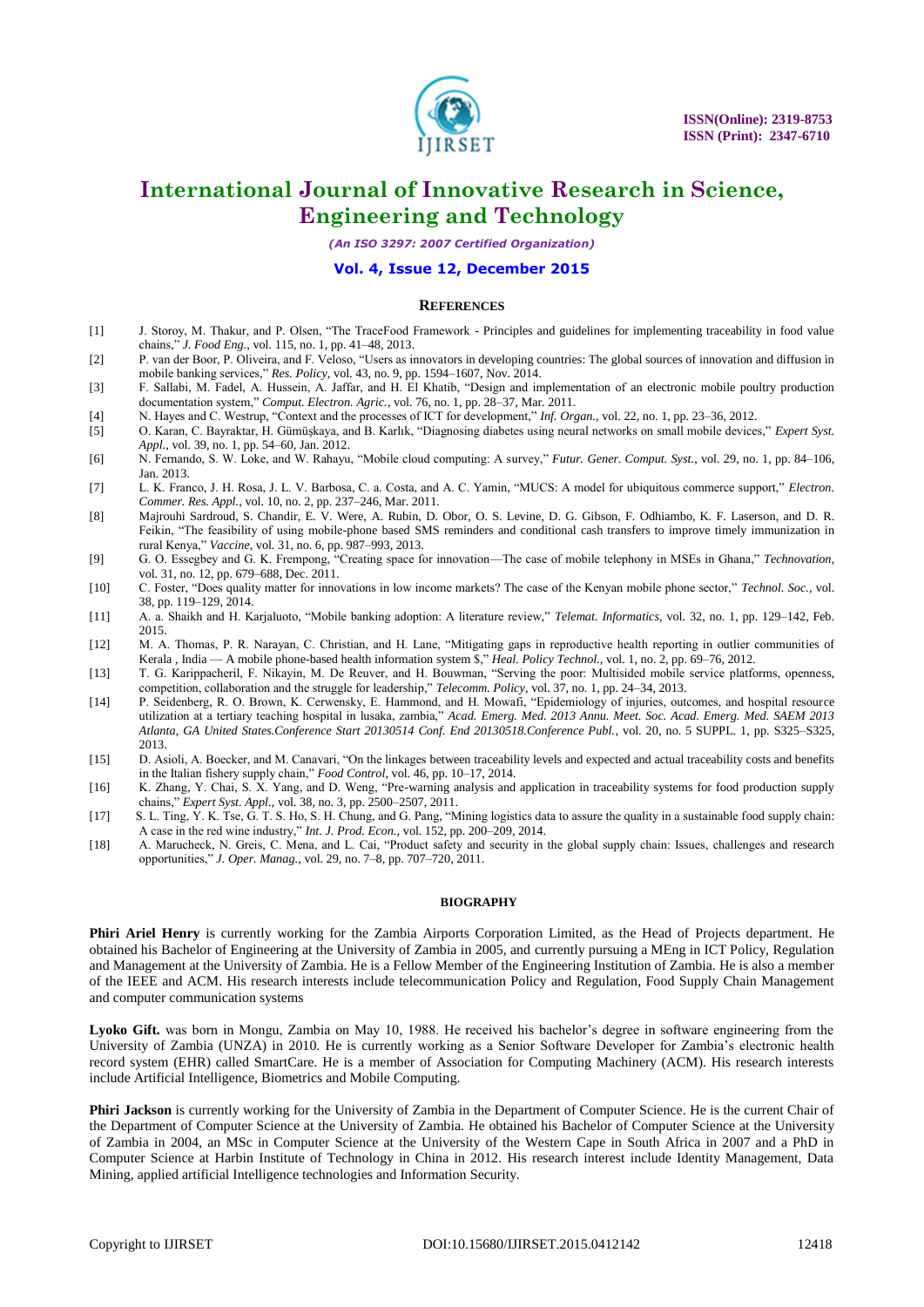## REFERENCES

[1] J. Storoy, M. Thakur, and P. Olsen, "The TraceFood Framework - Principles and guidelines for implementing traceability in food value chains," *J. Food Eng.*, vol. 115, no. 1, pp. 41–48, 2013.

[2] P. van der Boor, P. Oliveira, and F. Veloso, "Users as innovators in developing countries: The global sources of innovation and diffusion in mobile banking services," *Res. Policy*, vol. 43, no. 9, pp. 1594–1607, Nov. 2014.

[3] F. Sallabi, M. Fadel, A. Hussein, A. Jaffar, and H. El Khatib, "Design and implementation of an electronic mobile poultry production documentation system," *Comput. Electron. Agric.*, vol. 76, no. 1, pp. 28–37, Mar. 2011.

[4] N. Hayes and C. Westrup, "Context and the processes of ICT for development," *Inf. Organ.*, vol. 22, no. 1, pp. 23–36, 2012.

[5] O. Karan, C. Bayraktar, H. Gümüşkaya, and B. Karlık, "Diagnosing diabetes using neural networks on small mobile devices," *Expert Syst. Appl.*, vol. 39, no. 1, pp. 54–60, Jan. 2012.

[6] N. Fernando, S. W. Loke, and W. Rahayu, "Mobile cloud computing: A survey," *Futur. Gener. Comput. Syst.*, vol. 29, no. 1, pp. 84–106, Jan. 2013.

[7] L. K. Franco, J. H. Rosa, J. L. V. Barbosa, C. a. Costa, and A. C. Yamin, "MUCS: A model for ubiquitous commerce support," *Electron. Commer. Res. Appl.*, vol. 10, no. 2, pp. 237–246, Mar. 2011.

[8] Majrouhi Sardroud, S. Chandir, E. V. Were, A. Rubin, D. Obor, O. S. Levine, D. G. Gibson, F. Odhiambo, K. F. Laserson, and D. R. Feikin, "The feasibility of using mobile-phone based SMS reminders and conditional cash transfers to improve timely immunization in rural Kenya," *Vaccine*, vol. 31, no. 6, pp. 987–993, 2013.

[9] G. O. Essegbey and G. K. Frempong, "Creating space for innovation—The case of mobile telephony in MSEs in Ghana," *Technovation*, vol. 31, no. 12, pp. 679–688, Dec. 2011.

[10] C. Foster, "Does quality matter for innovations in low income markets? The case of the Kenyan mobile phone sector," *Technol. Soc.*, vol. 38, pp. 119–129, 2014.

[11] A. a. Shaikh and H. Karjaluoto, "Mobile banking adoption: A literature review," *Telemat. Informatics*, vol. 32, no. 1, pp. 129–142, Feb. 2015.

[12] M. A. Thomas, P. R. Narayan, C. Christian, and H. Lane, "Mitigating gaps in reproductive health reporting in outlier communities of Kerala , India — A mobile phone-based health information system $," *Heal. Policy Technol.*, vol. 1, no. 2, pp. 69–76, 2012.

[13] T. G. Karippacheril, F. Nikayin, M. De Reuver, and H. Bouwman, "Serving the poor: Multisided mobile service platforms, openness, competition, collaboration and the struggle for leadership," *Telecomm. Policy*, vol. 37, no. 1, pp. 24–34, 2013.

[14] P. Seidenberg, R. O. Brown, K. Cerwensky, E. Hammond, and H. Mowafi, "Epidemiology of injuries, outcomes, and hospital resource utilization at a tertiary teaching hospital in lusaka, zambia," *Acad. Emerg. Med. 2013 Annu. Meet. Soc. Acad. Emerg. Med. SAEM 2013 Atlanta, GA United States.Conference Start 20130514 Conf. End 20130518.Conference Publ.*, vol. 20, no. 5 SUPPL. 1, pp. S325–S325, 2013.

[15] D. Asioli, A. Boecker, and M. Canavari, "On the linkages between traceability levels and expected and actual traceability costs and benefits in the Italian fishery supply chain," *Food Control*, vol. 46, pp. 10–17, 2014.

[16] K. Zhang, Y. Chai, S. X. Yang, and D. Weng, "Pre-warning analysis and application in traceability systems for food production supply chains," *Expert Syst. Appl.*, vol. 38, no. 3, pp. 2500–2507, 2011.

[17] S. L. Ting, Y. K. Tse, G. T. S. Ho, S. H. Chung, and G. Pang, "Mining logistics data to assure the quality in a sustainable food supply chain: A case in the red wine industry," *Int. J. Prod. Econ.*, vol. 152, pp. 200–209, 2014.

[18] A. Marucheck, N. Greis, C. Mena, and L. Cai, "Product safety and security in the global supply chain: Issues, challenges and research opportunities," *J. Oper. Manag.*, vol. 29, no. 7–8, pp. 707–720, 2011.

## BIOGRAPHY

**Phiri Ariel Henry** is currently working for the Zambia Airports Corporation Limited, as the Head of Projects department. He obtained his Bachelor of Engineering at the University of Zambia in 2005, and currently pursuing a MEng in ICT Policy, Regulation and Management at the University of Zambia. He is a Fellow Member of the Engineering Institution of Zambia. He is also a member of the IEEE and ACM. His research interests include telecommunication Policy and Regulation, Food Supply Chain Management and computer communication systems

**Lyoko Gift.** was born in Mongu, Zambia on May 10, 1988. He received his bachelor's degree in software engineering from the University of Zambia (UNZA) in 2010. He is currently working as a Senior Software Developer for Zambia's electronic health record system (EHR) called SmartCare. He is a member of Association for Computing Machinery (ACM). His research interests include Artificial Intelligence, Biometrics and Mobile Computing.

**Phiri Jackson** is currently working for the University of Zambia in the Department of Computer Science. He is the current Chair of the Department of Computer Science at the University of Zambia. He obtained his Bachelor of Computer Science at the University of Zambia in 2004, an MSc in Computer Science at the University of the Western Cape in South Africa in 2007 and a PhD in Computer Science at Harbin Institute of Technology in China in 2012. His research interest include Identity Management, Data Mining, applied artificial Intelligence technologies and Information Security.